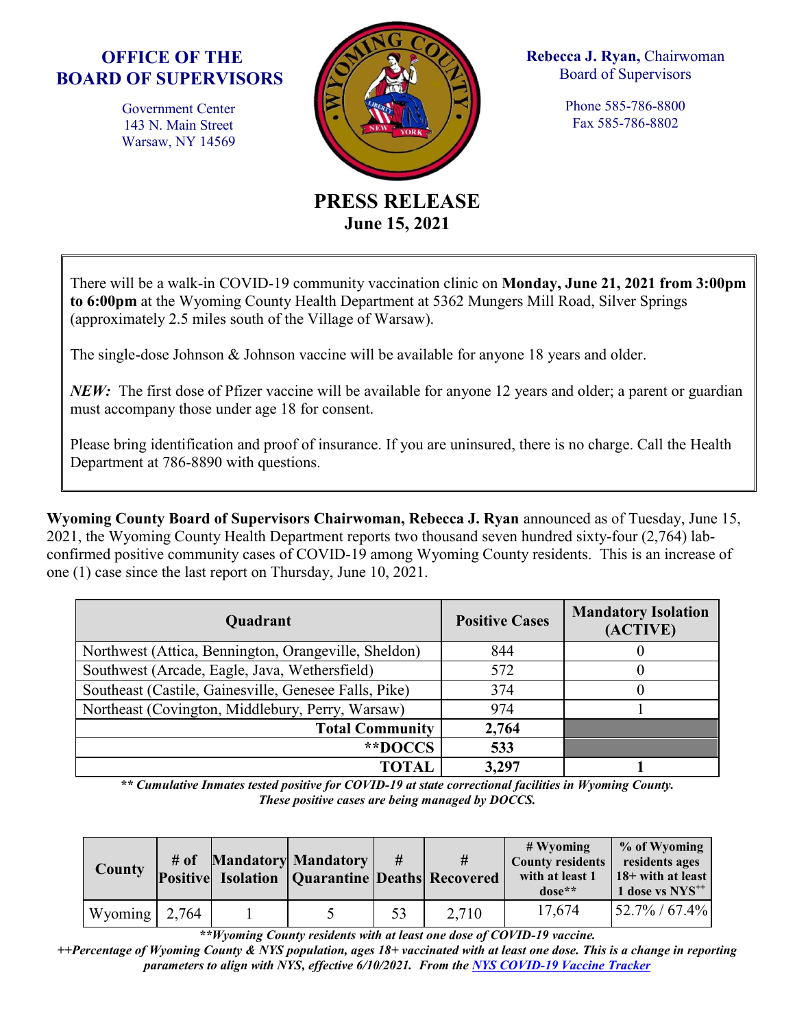**OFFICE OF THE BOARD OF SUPERVISORS**

Government Center
143 N. Main Street
Warsaw, NY 14569

**Rebecca J. Ryan,** Chairwoman
Board of Supervisors

Phone 585-786-8800
Fax 585-786-8802

# PRESS RELEASE
## June 15, 2021

There will be a walk-in COVID-19 community vaccination clinic on **Monday, June 21, 2021 from 3:00pm to 6:00pm** at the Wyoming County Health Department at 5362 Mungers Mill Road, Silver Springs (approximately 2.5 miles south of the Village of Warsaw).

The single-dose Johnson & Johnson vaccine will be available for anyone 18 years and older.

***NEW:*** The first dose of Pfizer vaccine will be available for anyone 12 years and older; a parent or guardian must accompany those under age 18 for consent.

Please bring identification and proof of insurance. If you are uninsured, there is no charge. Call the Health Department at 786-8890 with questions.

**Wyoming County Board of Supervisors Chairwoman, Rebecca J. Ryan** announced as of Tuesday, June 15, 2021, the Wyoming County Health Department reports two thousand seven hundred sixty-four (2,764) lab-confirmed positive community cases of COVID-19 among Wyoming County residents. This is an increase of one (1) case since the last report on Thursday, June 10, 2021.

| Quadrant | Positive Cases | Mandatory Isolation (ACTIVE) |
|---|---|---|
| Northwest (Attica, Bennington, Orangeville, Sheldon) | 844 | 0 |
| Southwest (Arcade, Eagle, Java, Wethersfield) | 572 | 0 |
| Southeast (Castile, Gainesville, Genesee Falls, Pike) | 374 | 0 |
| Northeast (Covington, Middlebury, Perry, Warsaw) | 974 | 1 |
| **Total Community** | **2,764** | |
| **\*\*DOCCS** | **533** | |
| **TOTAL** | **3,297** | **1** |

***\*\* Cumulative Inmates tested positive for COVID-19 at state correctional facilities in Wyoming County. These positive cases are being managed by DOCCS.***

| County | # of Positive | Mandatory Isolation | Mandatory Quarantine | # Deaths | # Recovered | # Wyoming County residents with at least 1 dose** | % of Wyoming residents ages 18+ with at least 1 dose vs NYS++ |
|---|---|---|---|---|---|---|---|
| Wyoming | 2,764 | 1 | 5 | 53 | 2,710 | 17,674 | 52.7% / 67.4% |

***\*\*Wyoming County residents with at least one dose of COVID-19 vaccine.***

***++Percentage of Wyoming County & NYS population, ages 18+ vaccinated with at least one dose. This is a change in reporting parameters to align with NYS, effective 6/10/2021. From the NYS COVID-19 Vaccine Tracker***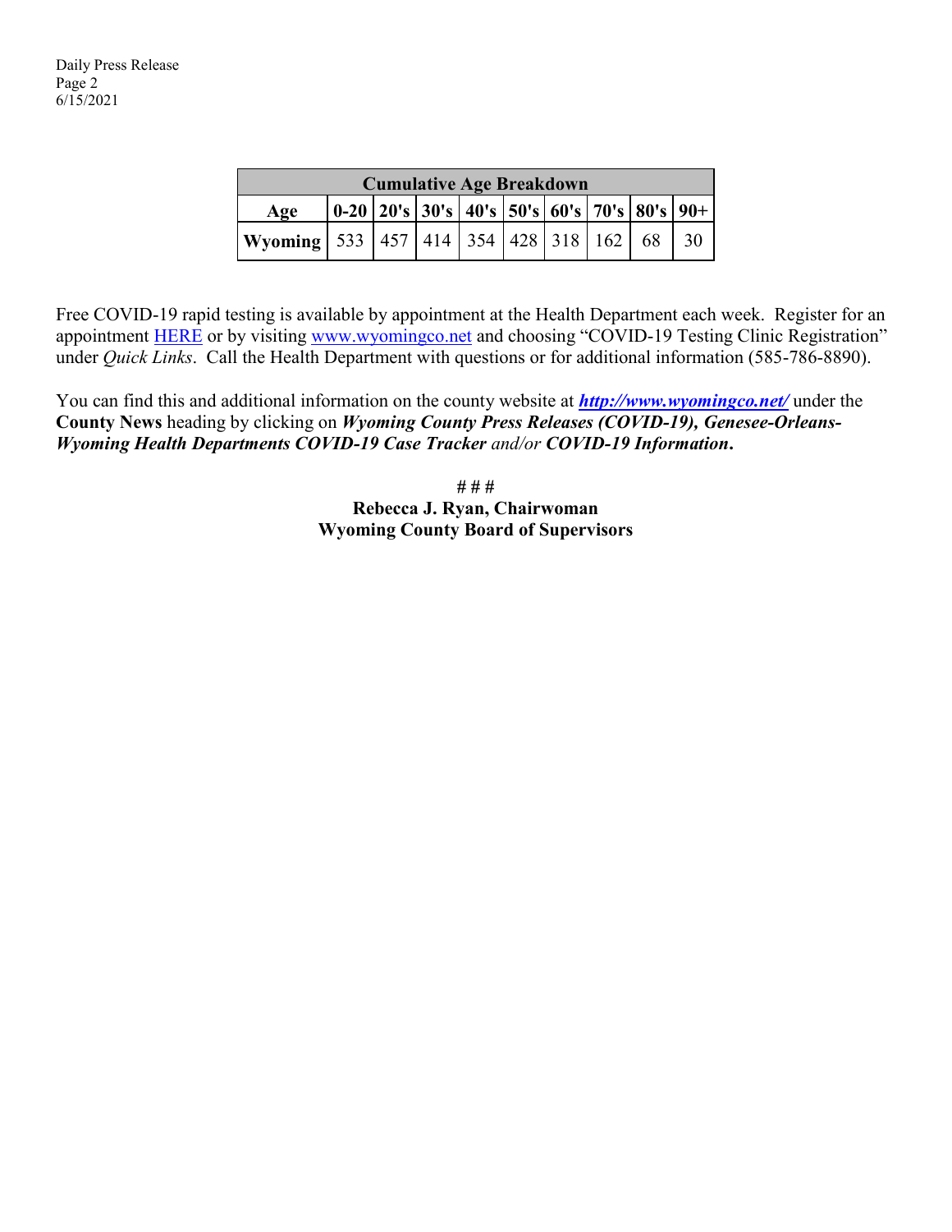| Cumulative Age Breakdown | | | | | | | | | |
|---|---|---|---|---|---|---|---|---|---|
| **Age** | **0-20** | **20's** | **30's** | **40's** | **50's** | **60's** | **70's** | **80's** | **90+** |
| **Wyoming** | 533 | 457 | 414 | 354 | 428 | 318 | 162 | 68 | 30 |

Free COVID-19 rapid testing is available by appointment at the Health Department each week. Register for an appointment HERE or by visiting www.wyomingco.net and choosing "COVID-19 Testing Clinic Registration" under *Quick Links*. Call the Health Department with questions or for additional information (585-786-8890).

You can find this and additional information on the county website at ***http://www.wyomingco.net/*** under the **County News** heading by clicking on ***Wyoming County Press Releases (COVID-19), Genesee-Orleans-Wyoming Health Departments COVID-19 Case Tracker*** *and/or* ***COVID-19 Information*.**

**# # #**

**Rebecca J. Ryan, Chairwoman**
**Wyoming County Board of Supervisors**